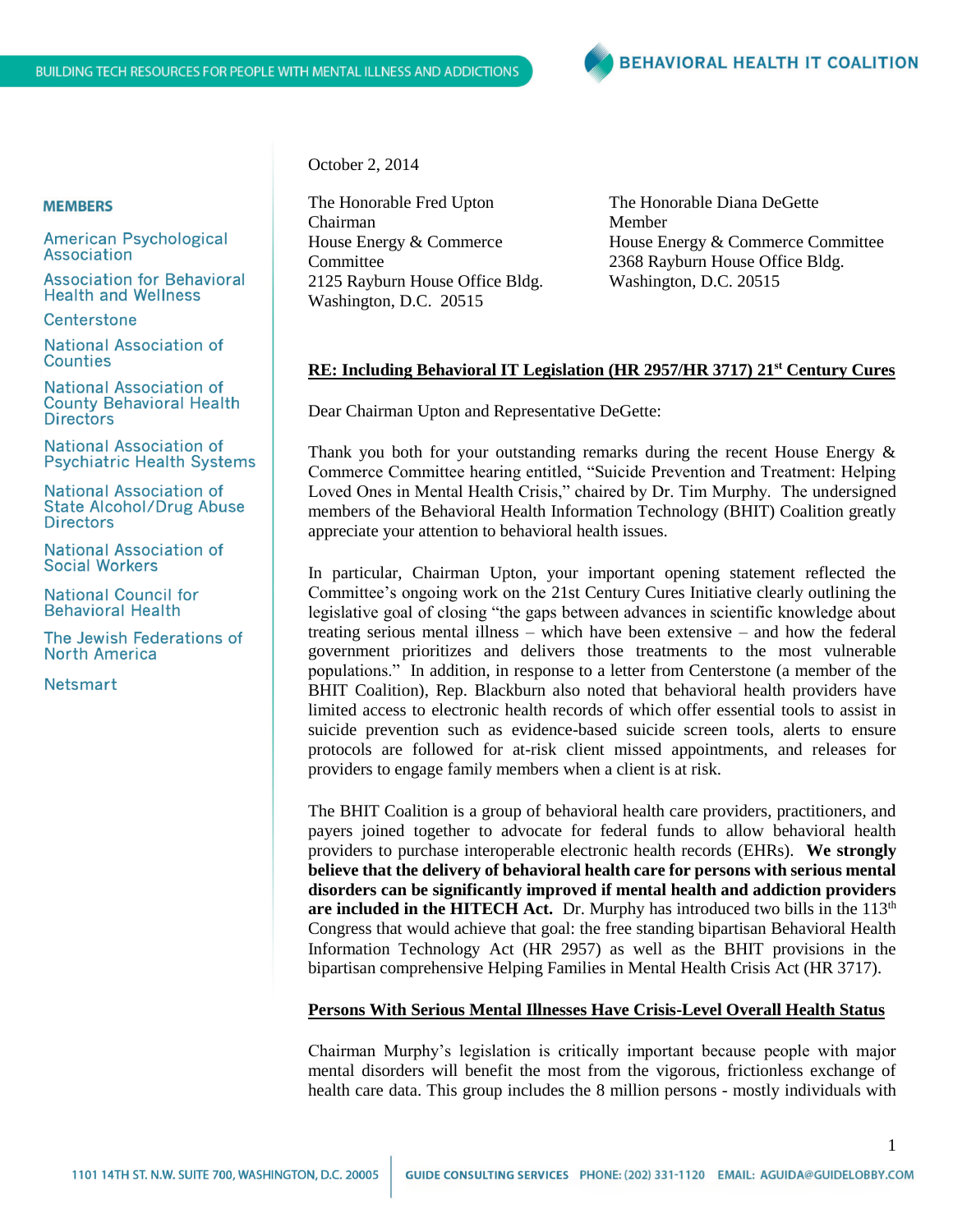BUILDING TECH RESOURCES FOR PEOPLE WITH MENTAL ILLNESS AND ADDICTIONS

**BEHAVIORAL HEALTH IT COALITION**

**MEMBERS**

- American Psychological Association
- Association for Behavioral Health and Wellness
- Centerstone
- National Association of Counties
- National Association of County Behavioral Health Directors
- National Association of Psychiatric Health Systems
- National Association of State Alcohol/Drug Abuse Directors
- National Association of Social Workers
- National Council for Behavioral Health
- The Jewish Federations of North America
- Netsmart

October 2, 2014

The Honorable Fred Upton
Chairman
House Energy & Commerce Committee
2125 Rayburn House Office Bldg.
Washington, D.C. 20515

The Honorable Diana DeGette
Member
House Energy & Commerce Committee
2368 Rayburn House Office Bldg.
Washington, D.C. 20515

**RE: Including Behavioral IT Legislation (HR 2957/HR 3717) 21st Century Cures**

Dear Chairman Upton and Representative DeGette:

Thank you both for your outstanding remarks during the recent House Energy & Commerce Committee hearing entitled, "Suicide Prevention and Treatment: Helping Loved Ones in Mental Health Crisis," chaired by Dr. Tim Murphy. The undersigned members of the Behavioral Health Information Technology (BHIT) Coalition greatly appreciate your attention to behavioral health issues.

In particular, Chairman Upton, your important opening statement reflected the Committee's ongoing work on the 21st Century Cures Initiative clearly outlining the legislative goal of closing "the gaps between advances in scientific knowledge about treating serious mental illness – which have been extensive – and how the federal government prioritizes and delivers those treatments to the most vulnerable populations." In addition, in response to a letter from Centerstone (a member of the BHIT Coalition), Rep. Blackburn also noted that behavioral health providers have limited access to electronic health records of which offer essential tools to assist in suicide prevention such as evidence-based suicide screen tools, alerts to ensure protocols are followed for at-risk client missed appointments, and releases for providers to engage family members when a client is at risk.

The BHIT Coalition is a group of behavioral health care providers, practitioners, and payers joined together to advocate for federal funds to allow behavioral health providers to purchase interoperable electronic health records (EHRs). **We strongly believe that the delivery of behavioral health care for persons with serious mental disorders can be significantly improved if mental health and addiction providers are included in the HITECH Act.** Dr. Murphy has introduced two bills in the 113th Congress that would achieve that goal: the free standing bipartisan Behavioral Health Information Technology Act (HR 2957) as well as the BHIT provisions in the bipartisan comprehensive Helping Families in Mental Health Crisis Act (HR 3717).

**Persons With Serious Mental Illnesses Have Crisis-Level Overall Health Status**

Chairman Murphy's legislation is critically important because people with major mental disorders will benefit the most from the vigorous, frictionless exchange of health care data. This group includes the 8 million persons - mostly individuals with

1101 14TH ST. N.W. SUITE 700, WASHINGTON, D.C. 20005 | GUIDE CONSULTING SERVICES PHONE: (202) 331-1120 EMAIL: AGUIDA@GUIDELOBBY.COM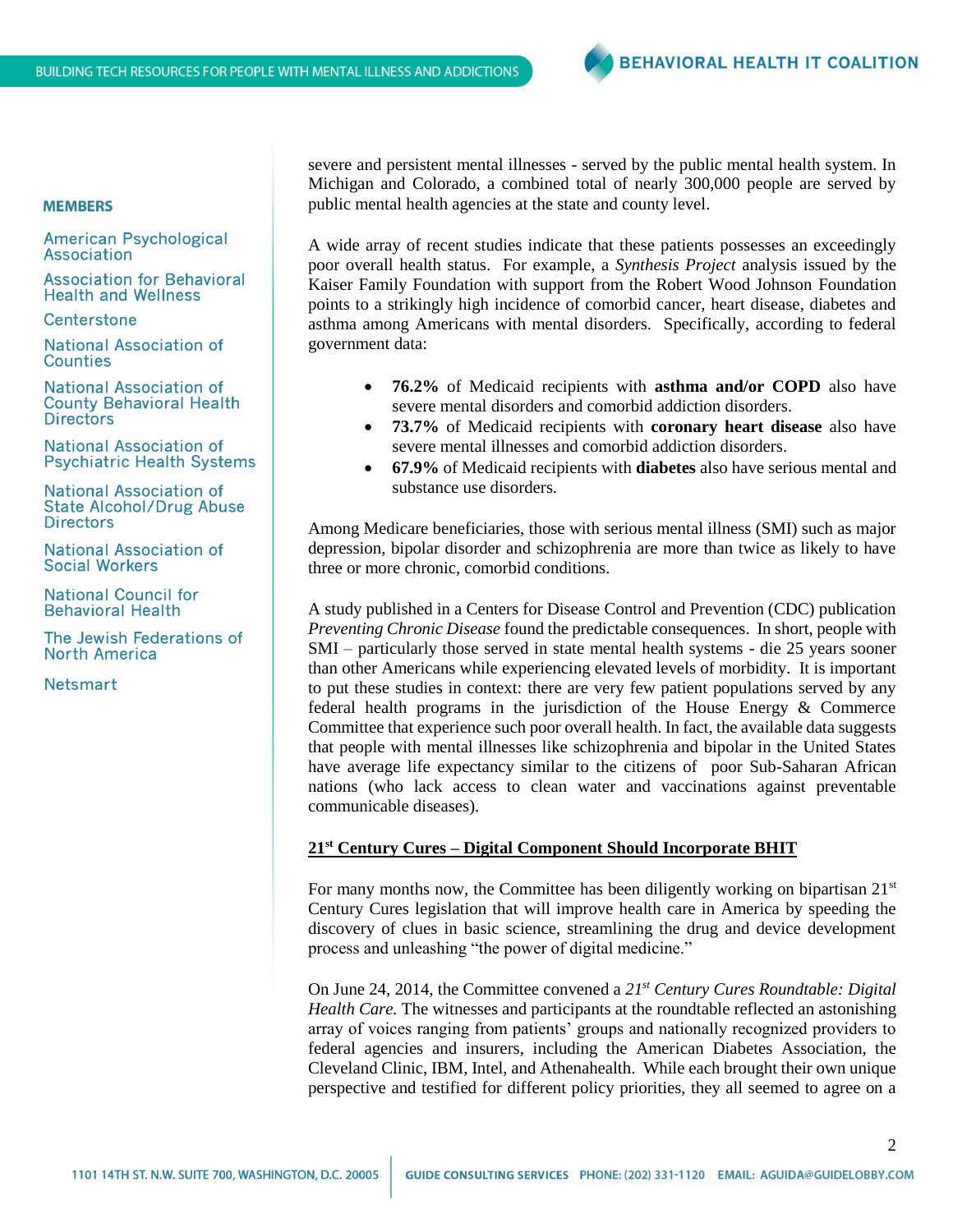severe and persistent mental illnesses - served by the public mental health system. In Michigan and Colorado, a combined total of nearly 300,000 people are served by public mental health agencies at the state and county level.

A wide array of recent studies indicate that these patients possesses an exceedingly poor overall health status. For example, a *Synthesis Project* analysis issued by the Kaiser Family Foundation with support from the Robert Wood Johnson Foundation points to a strikingly high incidence of comorbid cancer, heart disease, diabetes and asthma among Americans with mental disorders. Specifically, according to federal government data:

- **76.2%** of Medicaid recipients with **asthma and/or COPD** also have severe mental disorders and comorbid addiction disorders.
- **73.7%** of Medicaid recipients with **coronary heart disease** also have severe mental illnesses and comorbid addiction disorders.
- **67.9%** of Medicaid recipients with **diabetes** also have serious mental and substance use disorders.

Among Medicare beneficiaries, those with serious mental illness (SMI) such as major depression, bipolar disorder and schizophrenia are more than twice as likely to have three or more chronic, comorbid conditions.

A study published in a Centers for Disease Control and Prevention (CDC) publication *Preventing Chronic Disease* found the predictable consequences. In short, people with SMI – particularly those served in state mental health systems - die 25 years sooner than other Americans while experiencing elevated levels of morbidity. It is important to put these studies in context: there are very few patient populations served by any federal health programs in the jurisdiction of the House Energy & Commerce Committee that experience such poor overall health. In fact, the available data suggests that people with mental illnesses like schizophrenia and bipolar in the United States have average life expectancy similar to the citizens of poor Sub-Saharan African nations (who lack access to clean water and vaccinations against preventable communicable diseases).

**21st Century Cures – Digital Component Should Incorporate BHIT**

For many months now, the Committee has been diligently working on bipartisan 21st Century Cures legislation that will improve health care in America by speeding the discovery of clues in basic science, streamlining the drug and device development process and unleashing "the power of digital medicine."

On June 24, 2014, the Committee convened a *21st Century Cures Roundtable: Digital Health Care*. The witnesses and participants at the roundtable reflected an astonishing array of voices ranging from patients' groups and nationally recognized providers to federal agencies and insurers, including the American Diabetes Association, the Cleveland Clinic, IBM, Intel, and Athenahealth. While each brought their own unique perspective and testified for different policy priorities, they all seemed to agree on a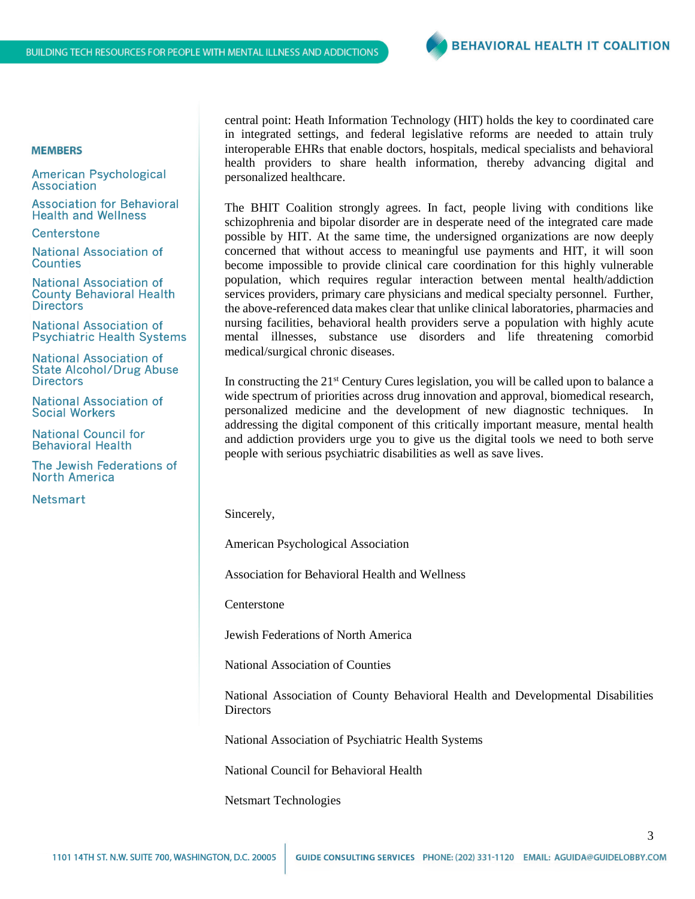**MEMBERS**

American Psychological Association

Association for Behavioral Health and Wellness

Centerstone

National Association of Counties

National Association of County Behavioral Health Directors

National Association of Psychiatric Health Systems

National Association of State Alcohol/Drug Abuse Directors

National Association of Social Workers

National Council for Behavioral Health

The Jewish Federations of North America

Netsmart

central point: Heath Information Technology (HIT) holds the key to coordinated care in integrated settings, and federal legislative reforms are needed to attain truly interoperable EHRs that enable doctors, hospitals, medical specialists and behavioral health providers to share health information, thereby advancing digital and personalized healthcare.

The BHIT Coalition strongly agrees. In fact, people living with conditions like schizophrenia and bipolar disorder are in desperate need of the integrated care made possible by HIT. At the same time, the undersigned organizations are now deeply concerned that without access to meaningful use payments and HIT, it will soon become impossible to provide clinical care coordination for this highly vulnerable population, which requires regular interaction between mental health/addiction services providers, primary care physicians and medical specialty personnel. Further, the above-referenced data makes clear that unlike clinical laboratories, pharmacies and nursing facilities, behavioral health providers serve a population with highly acute mental illnesses, substance use disorders and life threatening comorbid medical/surgical chronic diseases.

In constructing the 21st Century Cures legislation, you will be called upon to balance a wide spectrum of priorities across drug innovation and approval, biomedical research, personalized medicine and the development of new diagnostic techniques. In addressing the digital component of this critically important measure, mental health and addiction providers urge you to give us the digital tools we need to both serve people with serious psychiatric disabilities as well as save lives.

Sincerely,

American Psychological Association

Association for Behavioral Health and Wellness

Centerstone

Jewish Federations of North America

National Association of Counties

National Association of County Behavioral Health and Developmental Disabilities Directors

National Association of Psychiatric Health Systems

National Council for Behavioral Health

Netsmart Technologies